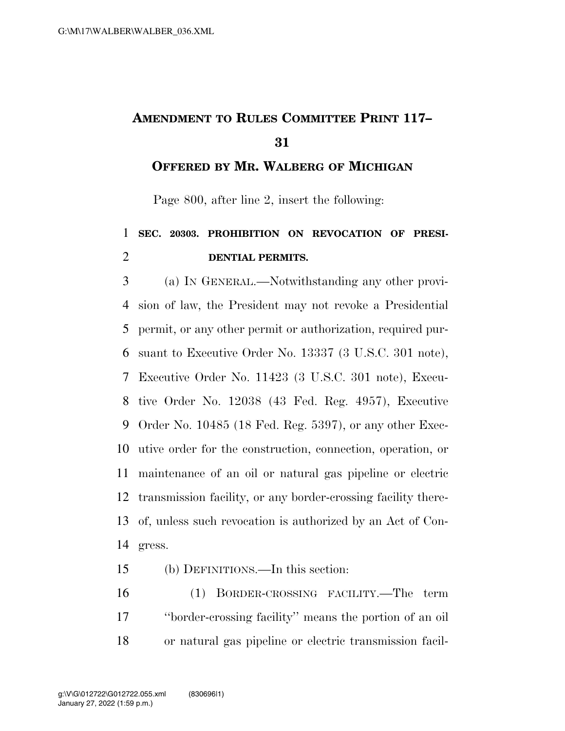# AMENDMENT TO RULES COMMITTEE PRINT 117–31

## OFFERED BY MR. WALBERG OF MICHIGAN

Page 800, after line 2, insert the following:

**SEC. 20303. PROHIBITION ON REVOCATION OF PRESIDENTIAL PERMITS.**

(a) IN GENERAL.—Notwithstanding any other provision of law, the President may not revoke a Presidential permit, or any other permit or authorization, required pursuant to Executive Order No. 13337 (3 U.S.C. 301 note), Executive Order No. 11423 (3 U.S.C. 301 note), Executive Order No. 12038 (43 Fed. Reg. 4957), Executive Order No. 10485 (18 Fed. Reg. 5397), or any other Executive order for the construction, connection, operation, or maintenance of an oil or natural gas pipeline or electric transmission facility, or any border-crossing facility thereof, unless such revocation is authorized by an Act of Congress.

(b) DEFINITIONS.—In this section:

(1) BORDER-CROSSING FACILITY.—The term ''border-crossing facility'' means the portion of an oil or natural gas pipeline or electric transmission facil-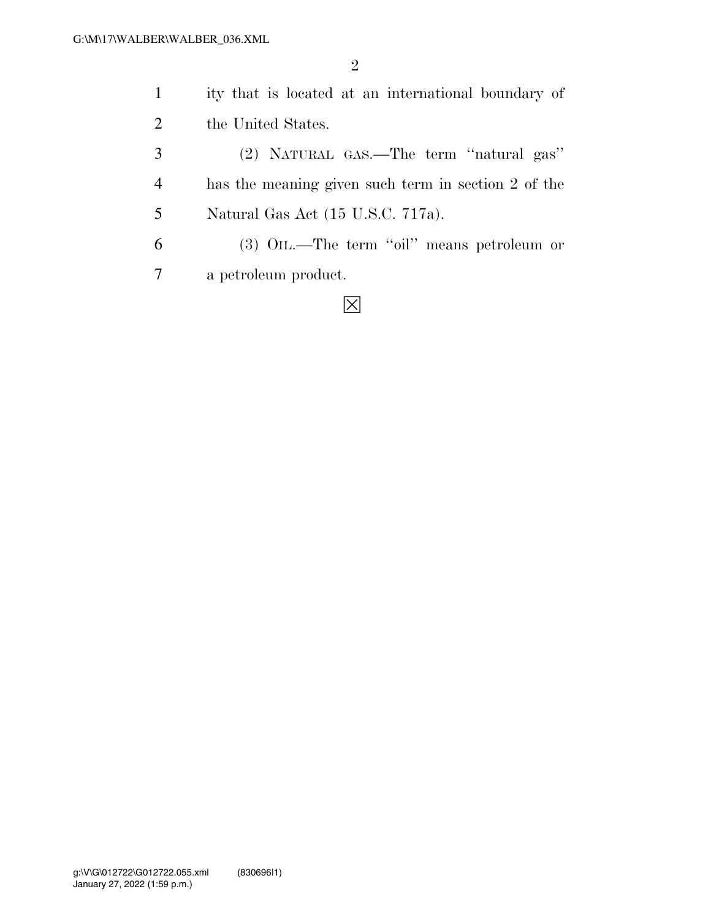ity that is located at an international boundary of the United States.

(2) NATURAL GAS.—The term ''natural gas'' has the meaning given such term in section 2 of the Natural Gas Act (15 U.S.C. 717a).

(3) OIL.—The term ''oil'' means petroleum or a petroleum product.